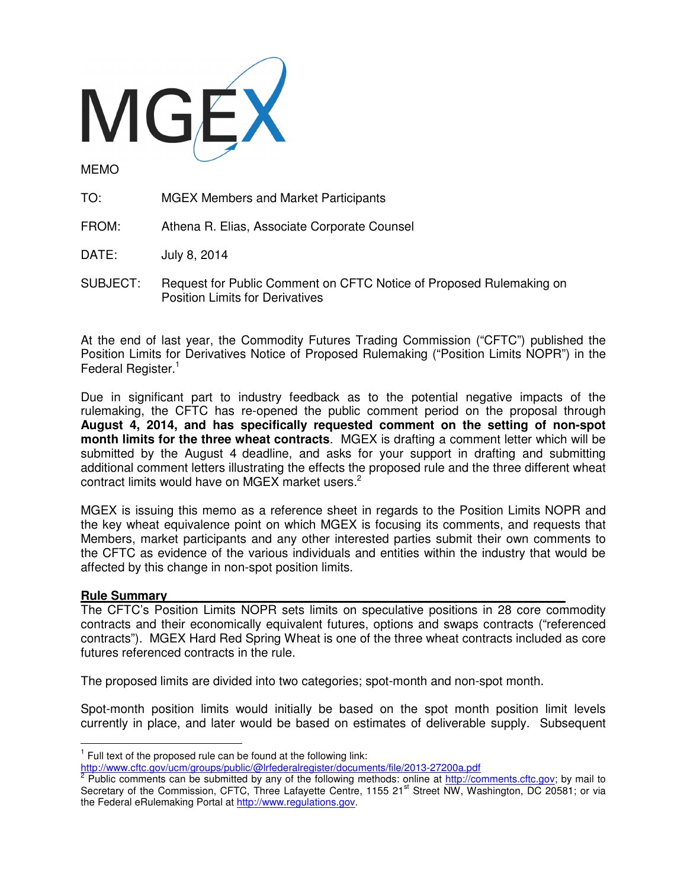MGEX

MEMO

TO: MGEX Members and Market Participants

FROM: Athena R. Elias, Associate Corporate Counsel

DATE: July 8, 2014

SUBJECT: Request for Public Comment on CFTC Notice of Proposed Rulemaking on Position Limits for Derivatives

At the end of last year, the Commodity Futures Trading Commission ("CFTC") published the Position Limits for Derivatives Notice of Proposed Rulemaking ("Position Limits NOPR") in the Federal Register.[1]

Due in significant part to industry feedback as to the potential negative impacts of the rulemaking, the CFTC has re-opened the public comment period on the proposal through **August 4, 2014, and has specifically requested comment on the setting of non-spot month limits for the three wheat contracts**. MGEX is drafting a comment letter which will be submitted by the August 4 deadline, and asks for your support in drafting and submitting additional comment letters illustrating the effects the proposed rule and the three different wheat contract limits would have on MGEX market users.[2]

MGEX is issuing this memo as a reference sheet in regards to the Position Limits NOPR and the key wheat equivalence point on which MGEX is focusing its comments, and requests that Members, market participants and any other interested parties submit their own comments to the CFTC as evidence of the various individuals and entities within the industry that would be affected by this change in non-spot position limits.

## Rule Summary

The CFTC's Position Limits NOPR sets limits on speculative positions in 28 core commodity contracts and their economically equivalent futures, options and swaps contracts ("referenced contracts"). MGEX Hard Red Spring Wheat is one of the three wheat contracts included as core futures referenced contracts in the rule.

The proposed limits are divided into two categories; spot-month and non-spot month.

Spot-month position limits would initially be based on the spot month position limit levels currently in place, and later would be based on estimates of deliverable supply. Subsequent

---

[1] Full text of the proposed rule can be found at the following link: http://www.cftc.gov/ucm/groups/public/@lrfederalregister/documents/file/2013-27200a.pdf

[2] Public comments can be submitted by any of the following methods: online at http://comments.cftc.gov; by mail to Secretary of the Commission, CFTC, Three Lafayette Centre, 1155 21st Street NW, Washington, DC 20581; or via the Federal eRulemaking Portal at http://www.regulations.gov.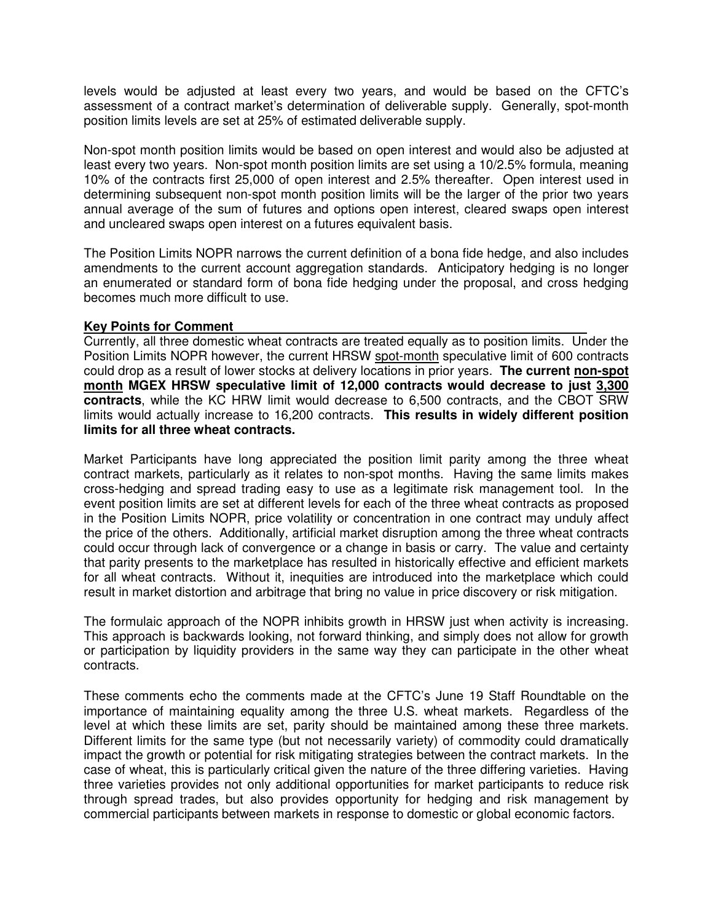levels would be adjusted at least every two years, and would be based on the CFTC's assessment of a contract market's determination of deliverable supply. Generally, spot-month position limits levels are set at 25% of estimated deliverable supply.

Non-spot month position limits would be based on open interest and would also be adjusted at least every two years. Non-spot month position limits are set using a 10/2.5% formula, meaning 10% of the contracts first 25,000 of open interest and 2.5% thereafter. Open interest used in determining subsequent non-spot month position limits will be the larger of the prior two years annual average of the sum of futures and options open interest, cleared swaps open interest and uncleared swaps open interest on a futures equivalent basis.

The Position Limits NOPR narrows the current definition of a bona fide hedge, and also includes amendments to the current account aggregation standards. Anticipatory hedging is no longer an enumerated or standard form of bona fide hedging under the proposal, and cross hedging becomes much more difficult to use.

**Key Points for Comment**

Currently, all three domestic wheat contracts are treated equally as to position limits. Under the Position Limits NOPR however, the current HRSW spot-month speculative limit of 600 contracts could drop as a result of lower stocks at delivery locations in prior years. **The current non-spot month MGEX HRSW speculative limit of 12,000 contracts would decrease to just 3,300 contracts**, while the KC HRW limit would decrease to 6,500 contracts, and the CBOT SRW limits would actually increase to 16,200 contracts. **This results in widely different position limits for all three wheat contracts.**

Market Participants have long appreciated the position limit parity among the three wheat contract markets, particularly as it relates to non-spot months. Having the same limits makes cross-hedging and spread trading easy to use as a legitimate risk management tool. In the event position limits are set at different levels for each of the three wheat contracts as proposed in the Position Limits NOPR, price volatility or concentration in one contract may unduly affect the price of the others. Additionally, artificial market disruption among the three wheat contracts could occur through lack of convergence or a change in basis or carry. The value and certainty that parity presents to the marketplace has resulted in historically effective and efficient markets for all wheat contracts. Without it, inequities are introduced into the marketplace which could result in market distortion and arbitrage that bring no value in price discovery or risk mitigation.

The formulaic approach of the NOPR inhibits growth in HRSW just when activity is increasing. This approach is backwards looking, not forward thinking, and simply does not allow for growth or participation by liquidity providers in the same way they can participate in the other wheat contracts.

These comments echo the comments made at the CFTC's June 19 Staff Roundtable on the importance of maintaining equality among the three U.S. wheat markets. Regardless of the level at which these limits are set, parity should be maintained among these three markets. Different limits for the same type (but not necessarily variety) of commodity could dramatically impact the growth or potential for risk mitigating strategies between the contract markets. In the case of wheat, this is particularly critical given the nature of the three differing varieties. Having three varieties provides not only additional opportunities for market participants to reduce risk through spread trades, but also provides opportunity for hedging and risk management by commercial participants between markets in response to domestic or global economic factors.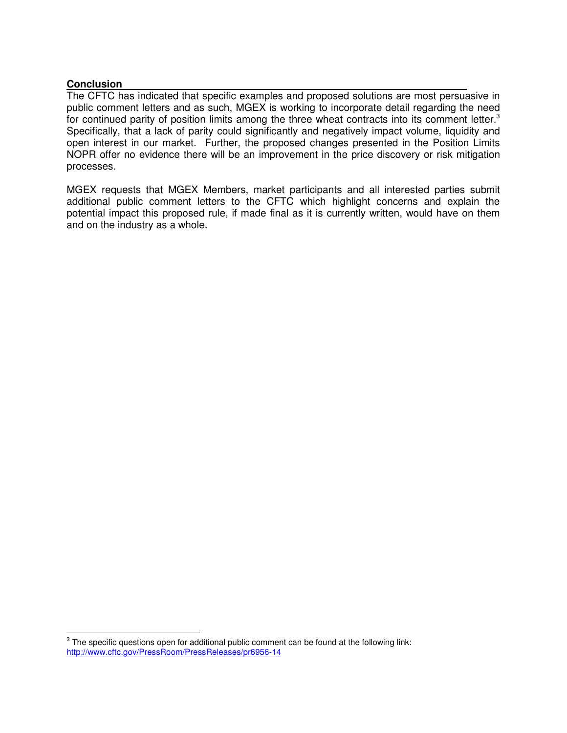## Conclusion

The CFTC has indicated that specific examples and proposed solutions are most persuasive in public comment letters and as such, MGEX is working to incorporate detail regarding the need for continued parity of position limits among the three wheat contracts into its comment letter.[3] Specifically, that a lack of parity could significantly and negatively impact volume, liquidity and open interest in our market. Further, the proposed changes presented in the Position Limits NOPR offer no evidence there will be an improvement in the price discovery or risk mitigation processes.

MGEX requests that MGEX Members, market participants and all interested parties submit additional public comment letters to the CFTC which highlight concerns and explain the potential impact this proposed rule, if made final as it is currently written, would have on them and on the industry as a whole.

---

[3] The specific questions open for additional public comment can be found at the following link: http://www.cftc.gov/PressRoom/PressReleases/pr6956-14